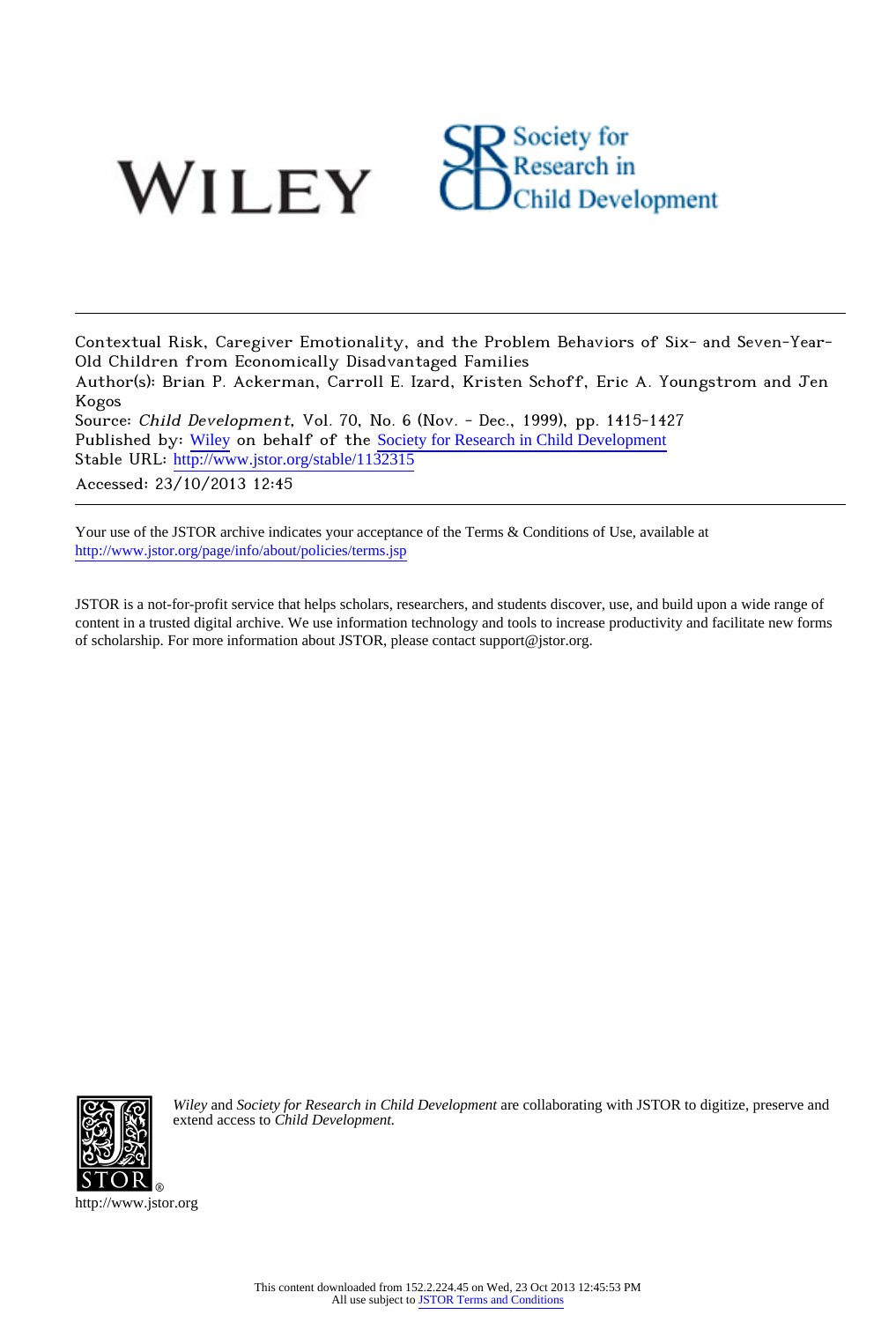Contextual Risk, Caregiver Emotionality, and the Problem Behaviors of Six- and Seven-Year-Old Children from Economically Disadvantaged Families

Author(s): Brian P. Ackerman, Carroll E. Izard, Kristen Schoff, Eric A. Youngstrom and Jen Kogos

Source: *Child Development*, Vol. 70, No. 6 (Nov. - Dec., 1999), pp. 1415-1427

Published by: Wiley on behalf of the Society for Research in Child Development

Stable URL: http://www.jstor.org/stable/1132315

Accessed: 23/10/2013 12:45

---

Your use of the JSTOR archive indicates your acceptance of the Terms & Conditions of Use, available at http://www.jstor.org/page/info/about/policies/terms.jsp

JSTOR is a not-for-profit service that helps scholars, researchers, and students discover, use, and build upon a wide range of content in a trusted digital archive. We use information technology and tools to increase productivity and facilitate new forms of scholarship. For more information about JSTOR, please contact support@jstor.org.

*Wiley* and *Society for Research in Child Development* are collaborating with JSTOR to digitize, preserve and extend access to *Child Development.*

http://www.jstor.org

This content downloaded from 152.2.224.45 on Wed, 23 Oct 2013 12:45:53 PM
All use subject to JSTOR Terms and Conditions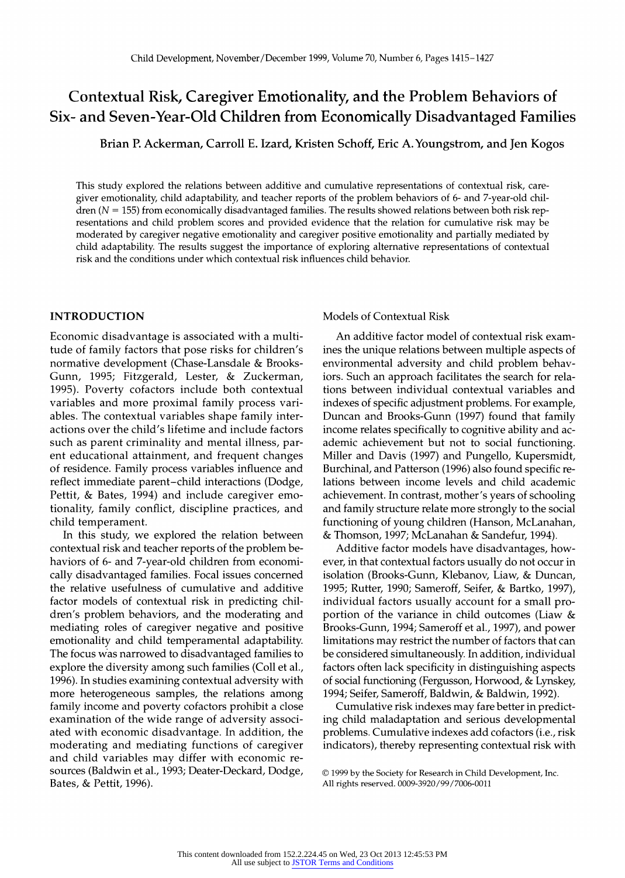# Contextual Risk, Caregiver Emotionality, and the Problem Behaviors of Six- and Seven-Year-Old Children from Economically Disadvantaged Families

Brian P. Ackerman, Carroll E. Izard, Kristen Schoff, Eric A. Youngstrom, and Jen Kogos

This study explored the relations between additive and cumulative representations of contextual risk, caregiver emotionality, child adaptability, and teacher reports of the problem behaviors of 6- and 7-year-old children ($N$ = 155) from economically disadvantaged families. The results showed relations between both risk representations and child problem scores and provided evidence that the relation for cumulative risk may be moderated by caregiver negative emotionality and caregiver positive emotionality and partially mediated by child adaptability. The results suggest the importance of exploring alternative representations of contextual risk and the conditions under which contextual risk influences child behavior.

## INTRODUCTION

Economic disadvantage is associated with a multitude of family factors that pose risks for children's normative development (Chase-Lansdale & Brooks-Gunn, 1995; Fitzgerald, Lester, & Zuckerman, 1995). Poverty cofactors include both contextual variables and more proximal family process variables. The contextual variables shape family interactions over the child's lifetime and include factors such as parent criminality and mental illness, parent educational attainment, and frequent changes of residence. Family process variables influence and reflect immediate parent–child interactions (Dodge, Pettit, & Bates, 1994) and include caregiver emotionality, family conflict, discipline practices, and child temperament.

In this study, we explored the relation between contextual risk and teacher reports of the problem behaviors of 6- and 7-year-old children from economically disadvantaged families. Focal issues concerned the relative usefulness of cumulative and additive factor models of contextual risk in predicting children's problem behaviors, and the moderating and mediating roles of caregiver negative and positive emotionality and child temperamental adaptability. The focus was narrowed to disadvantaged families to explore the diversity among such families (Coll et al., 1996). In studies examining contextual adversity with more heterogeneous samples, the relations among family income and poverty cofactors prohibit a close examination of the wide range of adversity associated with economic disadvantage. In addition, the moderating and mediating functions of caregiver and child variables may differ with economic resources (Baldwin et al., 1993; Deater-Deckard, Dodge, Bates, & Pettit, 1996).

### Models of Contextual Risk

An additive factor model of contextual risk examines the unique relations between multiple aspects of environmental adversity and child problem behaviors. Such an approach facilitates the search for relations between individual contextual variables and indexes of specific adjustment problems. For example, Duncan and Brooks-Gunn (1997) found that family income relates specifically to cognitive ability and academic achievement but not to social functioning. Miller and Davis (1997) and Pungello, Kupersmidt, Burchinal, and Patterson (1996) also found specific relations between income levels and child academic achievement. In contrast, mother's years of schooling and family structure relate more strongly to the social functioning of young children (Hanson, McLanahan, & Thomson, 1997; McLanahan & Sandefur, 1994).

Additive factor models have disadvantages, however, in that contextual factors usually do not occur in isolation (Brooks-Gunn, Klebanov, Liaw, & Duncan, 1995; Rutter, 1990; Sameroff, Seifer, & Bartko, 1997), individual factors usually account for a small proportion of the variance in child outcomes (Liaw & Brooks-Gunn, 1994; Sameroff et al., 1997), and power limitations may restrict the number of factors that can be considered simultaneously. In addition, individual factors often lack specificity in distinguishing aspects of social functioning (Fergusson, Horwood, & Lynskey, 1994; Seifer, Sameroff, Baldwin, & Baldwin, 1992).

Cumulative risk indexes may fare better in predicting child maladaptation and serious developmental problems. Cumulative indexes add cofactors (i.e., risk indicators), thereby representing contextual risk with

© 1999 by the Society for Research in Child Development, Inc.
All rights reserved. 0009-3920/99/7006-0011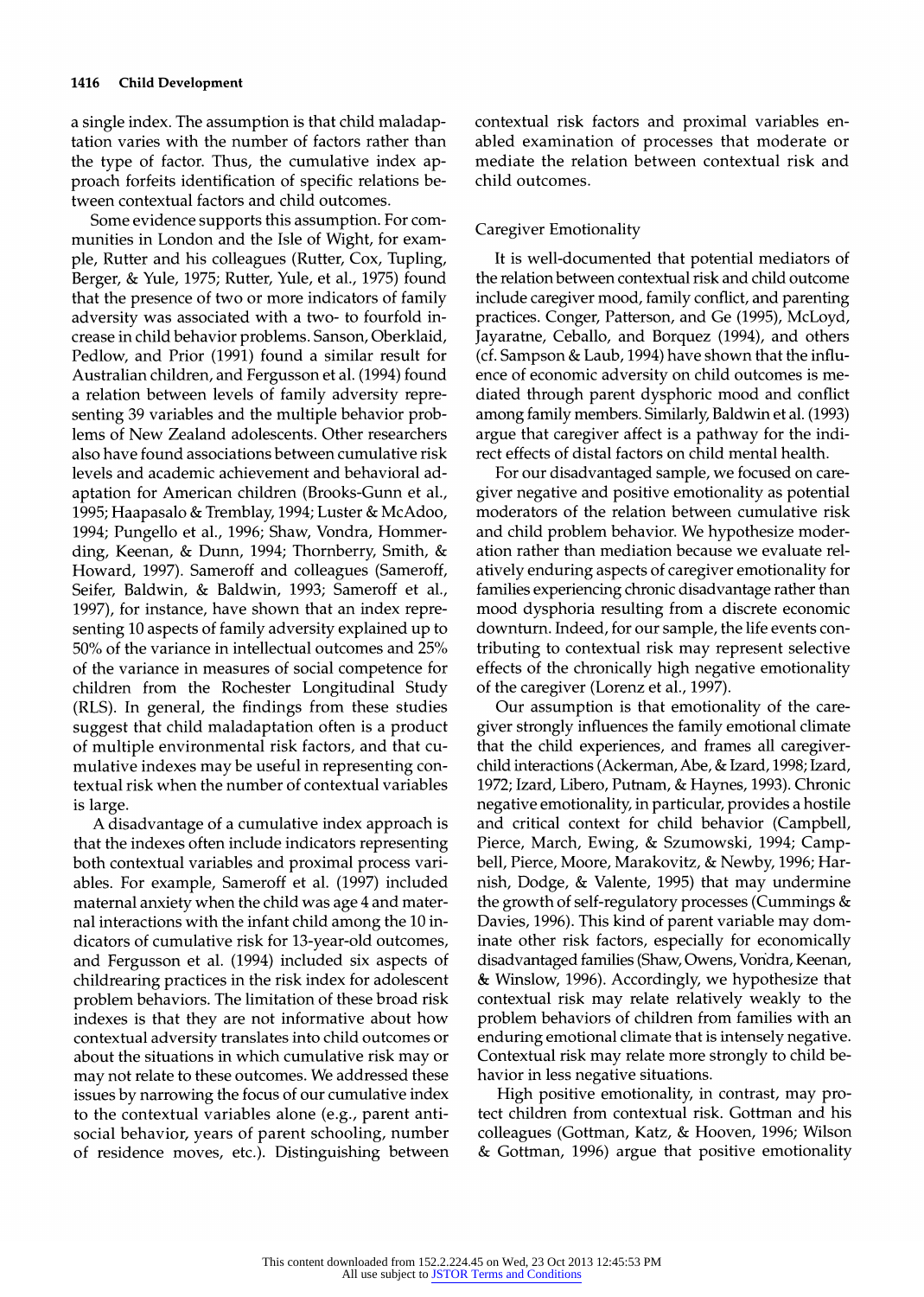a single index. The assumption is that child maladaptation varies with the number of factors rather than the type of factor. Thus, the cumulative index approach forfeits identification of specific relations between contextual factors and child outcomes.

Some evidence supports this assumption. For communities in London and the Isle of Wight, for example, Rutter and his colleagues (Rutter, Cox, Tupling, Berger, & Yule, 1975; Rutter, Yule, et al., 1975) found that the presence of two or more indicators of family adversity was associated with a two- to fourfold increase in child behavior problems. Sanson, Oberklaid, Pedlow, and Prior (1991) found a similar result for Australian children, and Fergusson et al. (1994) found a relation between levels of family adversity representing 39 variables and the multiple behavior problems of New Zealand adolescents. Other researchers also have found associations between cumulative risk levels and academic achievement and behavioral adaptation for American children (Brooks-Gunn et al., 1995; Haapasalo & Tremblay, 1994; Luster & McAdoo, 1994; Pungello et al., 1996; Shaw, Vondra, Hommerding, Keenan, & Dunn, 1994; Thornberry, Smith, & Howard, 1997). Sameroff and colleagues (Sameroff, Seifer, Baldwin, & Baldwin, 1993; Sameroff et al., 1997), for instance, have shown that an index representing 10 aspects of family adversity explained up to 50% of the variance in intellectual outcomes and 25% of the variance in measures of social competence for children from the Rochester Longitudinal Study (RLS). In general, the findings from these studies suggest that child maladaptation often is a product of multiple environmental risk factors, and that cumulative indexes may be useful in representing contextual risk when the number of contextual variables is large.

A disadvantage of a cumulative index approach is that the indexes often include indicators representing both contextual variables and proximal process variables. For example, Sameroff et al. (1997) included maternal anxiety when the child was age 4 and maternal interactions with the infant child among the 10 indicators of cumulative risk for 13-year-old outcomes, and Fergusson et al. (1994) included six aspects of childrearing practices in the risk index for adolescent problem behaviors. The limitation of these broad risk indexes is that they are not informative about how contextual adversity translates into child outcomes or about the situations in which cumulative risk may or may not relate to these outcomes. We addressed these issues by narrowing the focus of our cumulative index to the contextual variables alone (e.g., parent antisocial behavior, years of parent schooling, number of residence moves, etc.). Distinguishing between contextual risk factors and proximal variables enabled examination of processes that moderate or mediate the relation between contextual risk and child outcomes.

## Caregiver Emotionality

It is well-documented that potential mediators of the relation between contextual risk and child outcome include caregiver mood, family conflict, and parenting practices. Conger, Patterson, and Ge (1995), McLoyd, Jayaratne, Ceballo, and Borquez (1994), and others (cf. Sampson & Laub, 1994) have shown that the influence of economic adversity on child outcomes is mediated through parent dysphoric mood and conflict among family members. Similarly, Baldwin et al. (1993) argue that caregiver affect is a pathway for the indirect effects of distal factors on child mental health.

For our disadvantaged sample, we focused on caregiver negative and positive emotionality as potential moderators of the relation between cumulative risk and child problem behavior. We hypothesize moderation rather than mediation because we evaluate relatively enduring aspects of caregiver emotionality for families experiencing chronic disadvantage rather than mood dysphoria resulting from a discrete economic downturn. Indeed, for our sample, the life events contributing to contextual risk may represent selective effects of the chronically high negative emotionality of the caregiver (Lorenz et al., 1997).

Our assumption is that emotionality of the caregiver strongly influences the family emotional climate that the child experiences, and frames all caregiver-child interactions (Ackerman, Abe, & Izard, 1998; Izard, 1972; Izard, Libero, Putnam, & Haynes, 1993). Chronic negative emotionality, in particular, provides a hostile and critical context for child behavior (Campbell, Pierce, March, Ewing, & Szumowski, 1994; Campbell, Pierce, Moore, Marakovitz, & Newby, 1996; Harnish, Dodge, & Valente, 1995) that may undermine the growth of self-regulatory processes (Cummings & Davies, 1996). This kind of parent variable may dominate other risk factors, especially for economically disadvantaged families (Shaw, Owens, Vondra, Keenan, & Winslow, 1996). Accordingly, we hypothesize that contextual risk may relate relatively weakly to the problem behaviors of children from families with an enduring emotional climate that is intensely negative. Contextual risk may relate more strongly to child behavior in less negative situations.

High positive emotionality, in contrast, may protect children from contextual risk. Gottman and his colleagues (Gottman, Katz, & Hooven, 1996; Wilson & Gottman, 1996) argue that positive emotionality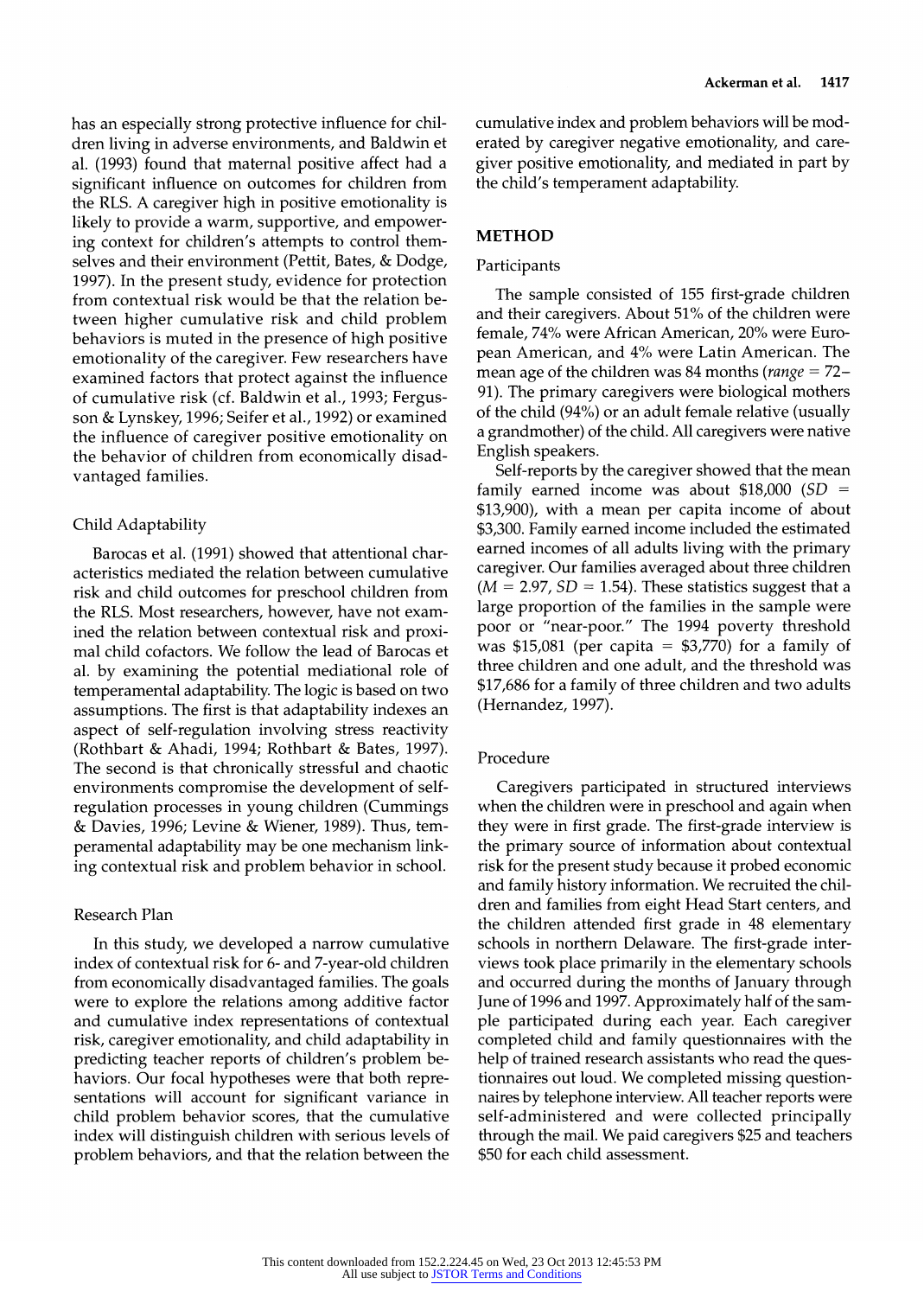has an especially strong protective influence for children living in adverse environments, and Baldwin et al. (1993) found that maternal positive affect had a significant influence on outcomes for children from the RLS. A caregiver high in positive emotionality is likely to provide a warm, supportive, and empowering context for children's attempts to control themselves and their environment (Pettit, Bates, & Dodge, 1997). In the present study, evidence for protection from contextual risk would be that the relation between higher cumulative risk and child problem behaviors is muted in the presence of high positive emotionality of the caregiver. Few researchers have examined factors that protect against the influence of cumulative risk (cf. Baldwin et al., 1993; Fergusson & Lynskey, 1996; Seifer et al., 1992) or examined the influence of caregiver positive emotionality on the behavior of children from economically disadvantaged families.

### Child Adaptability

Barocas et al. (1991) showed that attentional characteristics mediated the relation between cumulative risk and child outcomes for preschool children from the RLS. Most researchers, however, have not examined the relation between contextual risk and proximal child cofactors. We follow the lead of Barocas et al. by examining the potential mediational role of temperamental adaptability. The logic is based on two assumptions. The first is that adaptability indexes an aspect of self-regulation involving stress reactivity (Rothbart & Ahadi, 1994; Rothbart & Bates, 1997). The second is that chronically stressful and chaotic environments compromise the development of self-regulation processes in young children (Cummings & Davies, 1996; Levine & Wiener, 1989). Thus, temperamental adaptability may be one mechanism linking contextual risk and problem behavior in school.

### Research Plan

In this study, we developed a narrow cumulative index of contextual risk for 6- and 7-year-old children from economically disadvantaged families. The goals were to explore the relations among additive factor and cumulative index representations of contextual risk, caregiver emotionality, and child adaptability in predicting teacher reports of children's problem behaviors. Our focal hypotheses were that both representations will account for significant variance in child problem behavior scores, that the cumulative index will distinguish children with serious levels of problem behaviors, and that the relation between the cumulative index and problem behaviors will be moderated by caregiver negative emotionality, and caregiver positive emotionality, and mediated in part by the child's temperament adaptability.

## METHOD

### Participants

The sample consisted of 155 first-grade children and their caregivers. About 51% of the children were female, 74% were African American, 20% were European American, and 4% were Latin American. The mean age of the children was 84 months (*range* = 72–91). The primary caregivers were biological mothers of the child (94%) or an adult female relative (usually a grandmother) of the child. All caregivers were native English speakers.

Self-reports by the caregiver showed that the mean family earned income was about \$18,000 ($SD$ = \$13,900), with a mean per capita income of about \$3,300. Family earned income included the estimated earned incomes of all adults living with the primary caregiver. Our families averaged about three children ($M = 2.97$, $SD = 1.54$). These statistics suggest that a large proportion of the families in the sample were poor or "near-poor." The 1994 poverty threshold was \$15,081 (per capita = \$3,770) for a family of three children and one adult, and the threshold was \$17,686 for a family of three children and two adults (Hernandez, 1997).

### Procedure

Caregivers participated in structured interviews when the children were in preschool and again when they were in first grade. The first-grade interview is the primary source of information about contextual risk for the present study because it probed economic and family history information. We recruited the children and families from eight Head Start centers, and the children attended first grade in 48 elementary schools in northern Delaware. The first-grade interviews took place primarily in the elementary schools and occurred during the months of January through June of 1996 and 1997. Approximately half of the sample participated during each year. Each caregiver completed child and family questionnaires with the help of trained research assistants who read the questionnaires out loud. We completed missing questionnaires by telephone interview. All teacher reports were self-administered and were collected principally through the mail. We paid caregivers \$25 and teachers \$50 for each child assessment.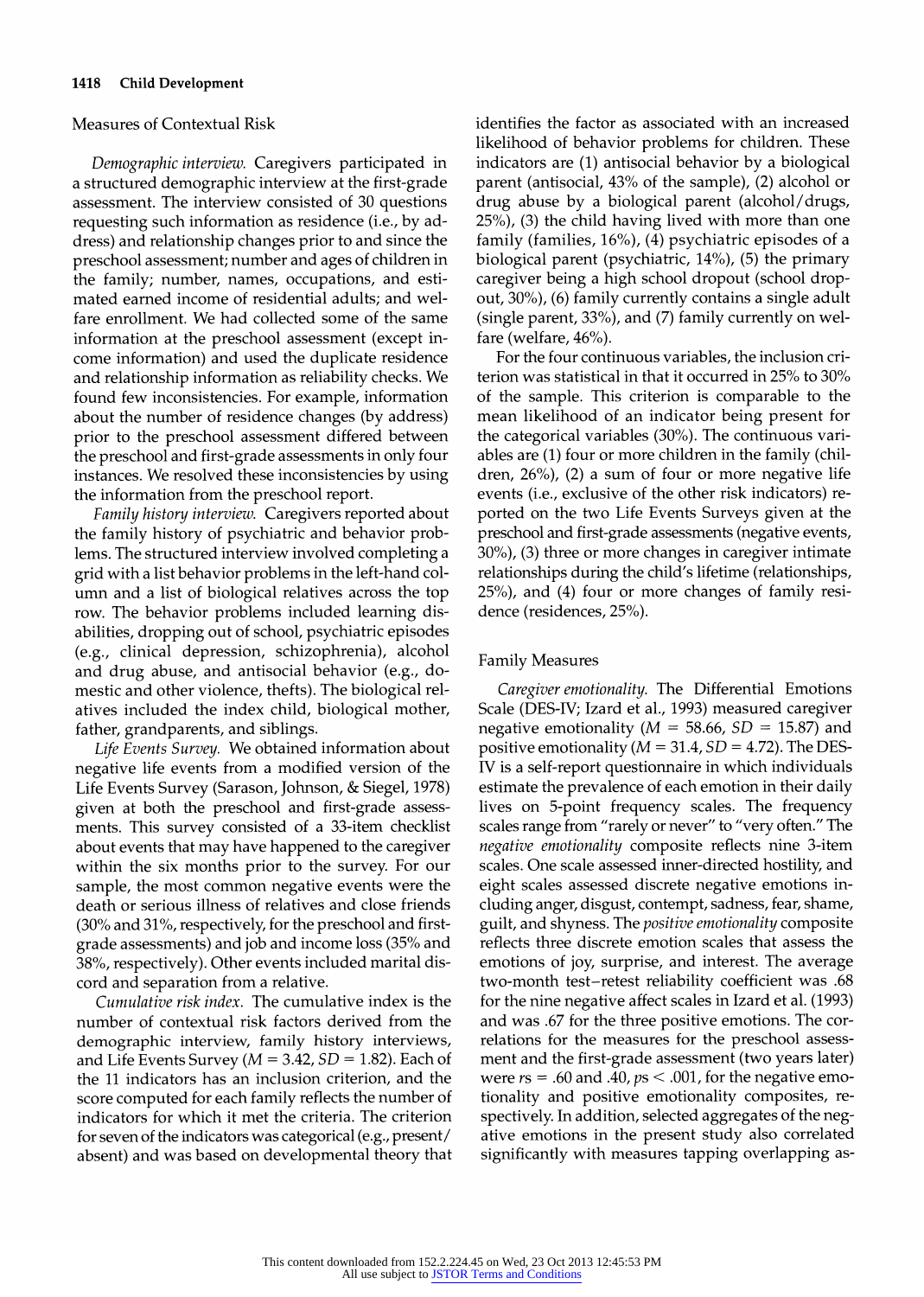## Measures of Contextual Risk

*Demographic interview.* Caregivers participated in a structured demographic interview at the first-grade assessment. The interview consisted of 30 questions requesting such information as residence (i.e., by address) and relationship changes prior to and since the preschool assessment; number and ages of children in the family; number, names, occupations, and estimated earned income of residential adults; and welfare enrollment. We had collected some of the same information at the preschool assessment (except income information) and used the duplicate residence and relationship information as reliability checks. We found few inconsistencies. For example, information about the number of residence changes (by address) prior to the preschool assessment differed between the preschool and first-grade assessments in only four instances. We resolved these inconsistencies by using the information from the preschool report.

*Family history interview.* Caregivers reported about the family history of psychiatric and behavior problems. The structured interview involved completing a grid with a list behavior problems in the left-hand column and a list of biological relatives across the top row. The behavior problems included learning disabilities, dropping out of school, psychiatric episodes (e.g., clinical depression, schizophrenia), alcohol and drug abuse, and antisocial behavior (e.g., domestic and other violence, thefts). The biological relatives included the index child, biological mother, father, grandparents, and siblings.

*Life Events Survey.* We obtained information about negative life events from a modified version of the Life Events Survey (Sarason, Johnson, & Siegel, 1978) given at both the preschool and first-grade assessments. This survey consisted of a 33-item checklist about events that may have happened to the caregiver within the six months prior to the survey. For our sample, the most common negative events were the death or serious illness of relatives and close friends (30% and 31%, respectively, for the preschool and first-grade assessments) and job and income loss (35% and 38%, respectively). Other events included marital discord and separation from a relative.

*Cumulative risk index.* The cumulative index is the number of contextual risk factors derived from the demographic interview, family history interviews, and Life Events Survey ($M = 3.42$, $SD = 1.82$). Each of the 11 indicators has an inclusion criterion, and the score computed for each family reflects the number of indicators for which it met the criteria. The criterion for seven of the indicators was categorical (e.g., present/absent) and was based on developmental theory that identifies the factor as associated with an increased likelihood of behavior problems for children. These indicators are (1) antisocial behavior by a biological parent (antisocial, 43% of the sample), (2) alcohol or drug abuse by a biological parent (alcohol/drugs, 25%), (3) the child having lived with more than one family (families, 16%), (4) psychiatric episodes of a biological parent (psychiatric, 14%), (5) the primary caregiver being a high school dropout (school dropout, 30%), (6) family currently contains a single adult (single parent, 33%), and (7) family currently on welfare (welfare, 46%).

For the four continuous variables, the inclusion criterion was statistical in that it occurred in 25% to 30% of the sample. This criterion is comparable to the mean likelihood of an indicator being present for the categorical variables (30%). The continuous variables are (1) four or more children in the family (children, 26%), (2) a sum of four or more negative life events (i.e., exclusive of the other risk indicators) reported on the two Life Events Surveys given at the preschool and first-grade assessments (negative events, 30%), (3) three or more changes in caregiver intimate relationships during the child's lifetime (relationships, 25%), and (4) four or more changes of family residence (residences, 25%).

## Family Measures

*Caregiver emotionality.* The Differential Emotions Scale (DES-IV; Izard et al., 1993) measured caregiver negative emotionality ($M = 58.66$, $SD = 15.87$) and positive emotionality ($M = 31.4$, $SD = 4.72$). The DES-IV is a self-report questionnaire in which individuals estimate the prevalence of each emotion in their daily lives on 5-point frequency scales. The frequency scales range from "rarely or never" to "very often." The *negative emotionality* composite reflects nine 3-item scales. One scale assessed inner-directed hostility, and eight scales assessed discrete negative emotions including anger, disgust, contempt, sadness, fear, shame, guilt, and shyness. The *positive emotionality* composite reflects three discrete emotion scales that assess the emotions of joy, surprise, and interest. The average two-month test–retest reliability coefficient was .68 for the nine negative affect scales in Izard et al. (1993) and was .67 for the three positive emotions. The correlations for the measures for the preschool assessment and the first-grade assessment (two years later) were $rs = .60$ and $.40$, $ps < .001$, for the negative emotionality and positive emotionality composites, respectively. In addition, selected aggregates of the negative emotions in the present study also correlated significantly with measures tapping overlapping as-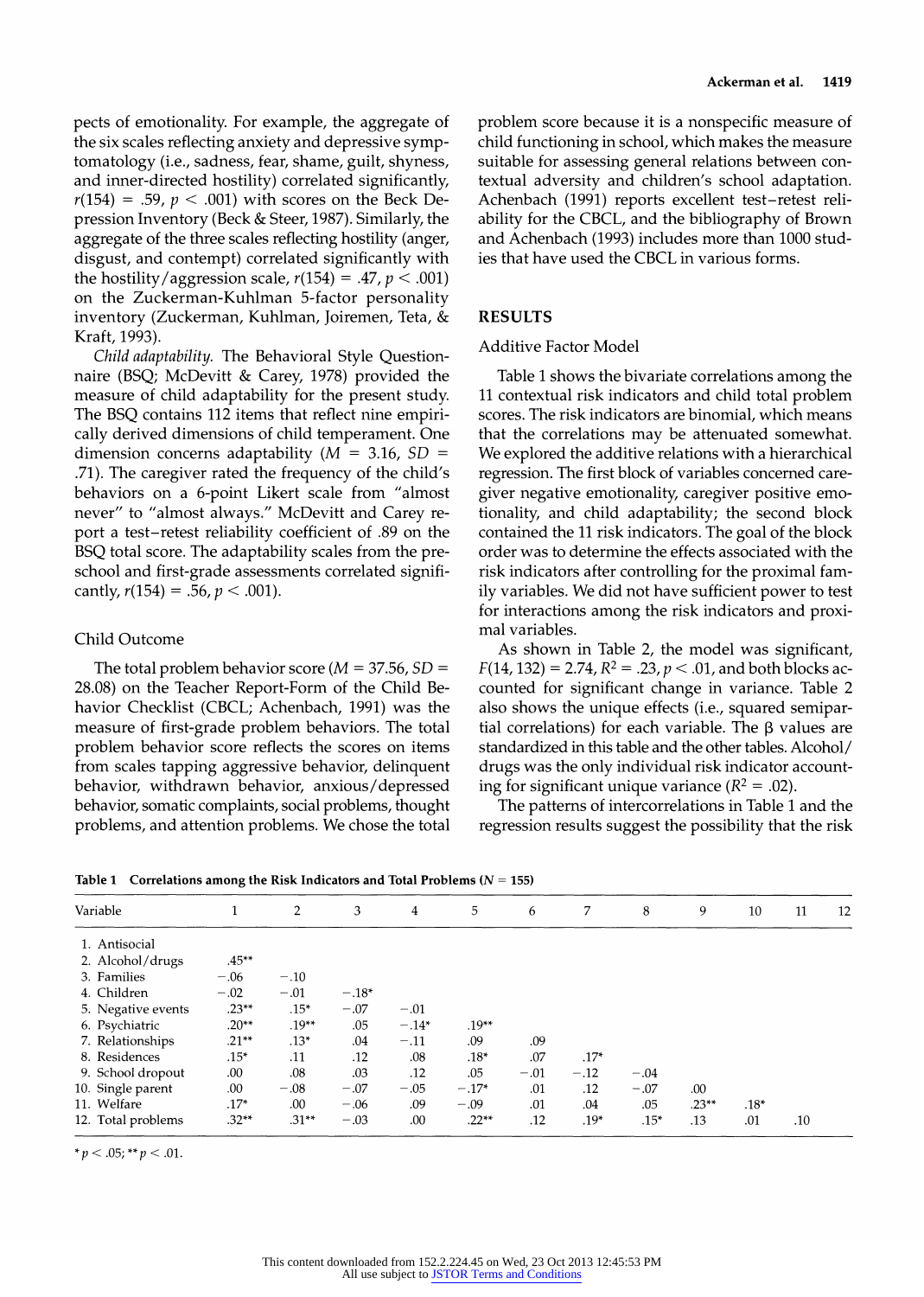pects of emotionality. For example, the aggregate of the six scales reflecting anxiety and depressive symptomatology (i.e., sadness, fear, shame, guilt, shyness, and inner-directed hostility) correlated significantly, $r(154) = .59$, $p < .001$) with scores on the Beck Depression Inventory (Beck & Steer, 1987). Similarly, the aggregate of the three scales reflecting hostility (anger, disgust, and contempt) correlated significantly with the hostility/aggression scale, $r(154) = .47$, $p < .001$) on the Zuckerman-Kuhlman 5-factor personality inventory (Zuckerman, Kuhlman, Joiremen, Teta, & Kraft, 1993).

*Child adaptability.* The Behavioral Style Questionnaire (BSQ; McDevitt & Carey, 1978) provided the measure of child adaptability for the present study. The BSQ contains 112 items that reflect nine empirically derived dimensions of child temperament. One dimension concerns adaptability ($M$ = 3.16, $SD$ = .71). The caregiver rated the frequency of the child's behaviors on a 6-point Likert scale from "almost never" to "almost always." McDevitt and Carey report a test–retest reliability coefficient of .89 on the BSQ total score. The adaptability scales from the preschool and first-grade assessments correlated significantly, $r(154) = .56$, $p < .001$).

### Child Outcome

The total problem behavior score ($M$ = 37.56, $SD$ = 28.08) on the Teacher Report-Form of the Child Behavior Checklist (CBCL; Achenbach, 1991) was the measure of first-grade problem behaviors. The total problem behavior score reflects the scores on items from scales tapping aggressive behavior, delinquent behavior, withdrawn behavior, anxious/depressed behavior, somatic complaints, social problems, thought problems, and attention problems. We chose the total problem score because it is a nonspecific measure of child functioning in school, which makes the measure suitable for assessing general relations between contextual adversity and children's school adaptation. Achenbach (1991) reports excellent test–retest reliability for the CBCL, and the bibliography of Brown and Achenbach (1993) includes more than 1000 studies that have used the CBCL in various forms.

## RESULTS

### Additive Factor Model

Table 1 shows the bivariate correlations among the 11 contextual risk indicators and child total problem scores. The risk indicators are binomial, which means that the correlations may be attenuated somewhat. We explored the additive relations with a hierarchical regression. The first block of variables concerned caregiver negative emotionality, caregiver positive emotionality, and child adaptability; the second block contained the 11 risk indicators. The goal of the block order was to determine the effects associated with the risk indicators after controlling for the proximal family variables. We did not have sufficient power to test for interactions among the risk indicators and proximal variables.

As shown in Table 2, the model was significant, $F(14, 132) = 2.74$, $R^2 = .23$, $p < .01$, and both blocks accounted for significant change in variance. Table 2 also shows the unique effects (i.e., squared semipartial correlations) for each variable. The β values are standardized in this table and the other tables. Alcohol/drugs was the only individual risk indicator accounting for significant unique variance ($R^2 = .02$).

The patterns of intercorrelations in Table 1 and the regression results suggest the possibility that the risk

**Table 1 Correlations among the Risk Indicators and Total Problems ($N$ = 155)**

| Variable | 1 | 2 | 3 | 4 | 5 | 6 | 7 | 8 | 9 | 10 | 11 | 12 |
|---|---|---|---|---|---|---|---|---|---|---|---|---|
| 1. Antisocial | | | | | | | | | | | | |
| 2. Alcohol/drugs | .45** | | | | | | | | | | | |
| 3. Families | −.06 | −.10 | | | | | | | | | | |
| 4. Children | −.02 | −.01 | −.18* | | | | | | | | | |
| 5. Negative events | .23** | .15* | −.07 | −.01 | | | | | | | | |
| 6. Psychiatric | .20** | .19** | .05 | −.14* | .19** | | | | | | | |
| 7. Relationships | .21** | .13* | .04 | −.11 | .09 | .09 | | | | | | |
| 8. Residences | .15* | .11 | .12 | .08 | .18* | .07 | .17* | | | | | |
| 9. School dropout | .00 | .08 | .03 | .12 | .05 | −.01 | −.12 | −.04 | | | | |
| 10. Single parent | .00 | −.08 | −.07 | −.05 | −.17* | .01 | .12 | −.07 | .00 | | | |
| 11. Welfare | .17* | .00 | −.06 | .09 | −.09 | .01 | .04 | .05 | .23** | .18* | | |
| 12. Total problems | .32** | .31** | −.03 | .00 | .22** | .12 | .19* | .15* | .13 | .01 | .10 | |

* $p < .05$; ** $p < .01$.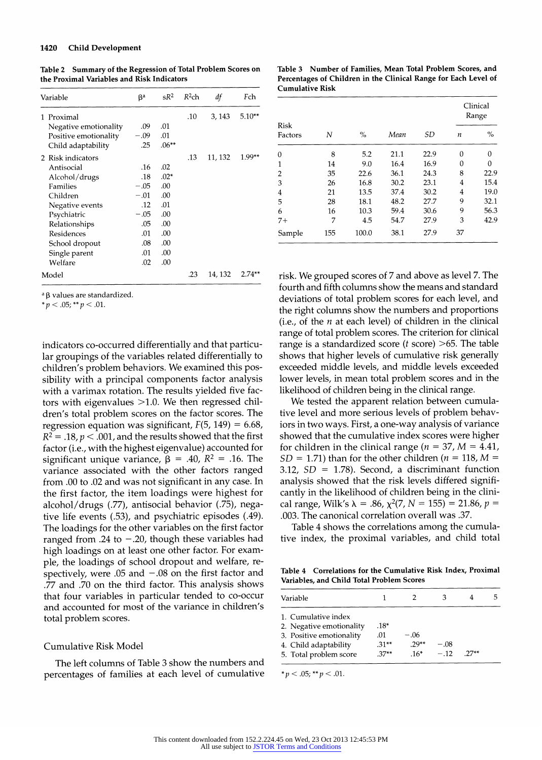**Table 2 Summary of the Regression of Total Problem Scores on the Proximal Variables and Risk Indicators**

| Variable | β[a] | $sR^2$ | $R^2$ch | df | Fch |
|---|---|---|---|---|---|
| 1 Proximal | | | .10 | 3, 143 | 5.10** |
| Negative emotionality | .09 | .01 | | | |
| Positive emotionality | −.09 | .01 | | | |
| Child adaptability | .25 | .06** | | | |
| 2 Risk indicators | | | .13 | 11, 132 | 1.99** |
| Antisocial | .16 | .02 | | | |
| Alcohol/drugs | .18 | .02* | | | |
| Families | −.05 | .00 | | | |
| Children | −.01 | .00 | | | |
| Negative events | .12 | .01 | | | |
| Psychiatric | −.05 | .00 | | | |
| Relationships | .05 | .00 | | | |
| Residences | .01 | .00 | | | |
| School dropout | .08 | .00 | | | |
| Single parent | .01 | .00 | | | |
| Welfare | .02 | .00 | | | |
| Model | | | .23 | 14, 132 | 2.74** |

[a] β values are standardized.
* $p < .05$; ** $p < .01$.

indicators co-occurred differentially and that particular groupings of the variables related differentially to children's problem behaviors. We examined this possibility with a principal components factor analysis with a varimax rotation. The results yielded five factors with eigenvalues >1.0. We then regressed children's total problem scores on the factor scores. The regression equation was significant, $F(5, 149) = 6.68$, $R^2 = .18$, $p < .001$, and the results showed that the first factor (i.e., with the highest eigenvalue) accounted for significant unique variance, $\beta = .40$, $R^2 = .16$. The variance associated with the other factors ranged from .00 to .02 and was not significant in any case. In the first factor, the item loadings were highest for alcohol/drugs (.77), antisocial behavior (.75), negative life events (.53), and psychiatric episodes (.49). The loadings for the other variables on the first factor ranged from .24 to −.20, though these variables had high loadings on at least one other factor. For example, the loadings of school dropout and welfare, respectively, were .05 and −.08 on the first factor and .77 and .70 on the third factor. This analysis shows that four variables in particular tended to co-occur and accounted for most of the variance in children's total problem scores.

## Cumulative Risk Model

The left columns of Table 3 show the numbers and percentages of families at each level of cumulative risk. We grouped scores of 7 and above as level 7. The fourth and fifth columns show the means and standard deviations of total problem scores for each level, and the right columns show the numbers and proportions (i.e., of the *n* at each level) of children in the clinical range of total problem scores. The criterion for clinical range is a standardized score (*t* score) >65. The table shows that higher levels of cumulative risk generally exceeded middle levels, and middle levels exceeded lower levels, in mean total problem scores and in the likelihood of children being in the clinical range.

**Table 3 Number of Families, Mean Total Problem Scores, and Percentages of Children in the Clinical Range for Each Level of Cumulative Risk**

| Risk Factors | N | % | Mean | SD | Clinical Range *n* | Clinical Range % |
|---|---|---|---|---|---|---|
| 0 | 8 | 5.2 | 21.1 | 22.9 | 0 | 0 |
| 1 | 14 | 9.0 | 16.4 | 16.9 | 0 | 0 |
| 2 | 35 | 22.6 | 36.1 | 24.3 | 8 | 22.9 |
| 3 | 26 | 16.8 | 30.2 | 23.1 | 4 | 15.4 |
| 4 | 21 | 13.5 | 37.4 | 30.2 | 4 | 19.0 |
| 5 | 28 | 18.1 | 48.2 | 27.7 | 9 | 32.1 |
| 6 | 16 | 10.3 | 59.4 | 30.6 | 9 | 56.3 |
| 7+ | 7 | 4.5 | 54.7 | 27.9 | 3 | 42.9 |
| Sample | 155 | 100.0 | 38.1 | 27.9 | 37 | |

We tested the apparent relation between cumulative level and more serious levels of problem behaviors in two ways. First, a one-way analysis of variance showed that the cumulative index scores were higher for children in the clinical range ($n = 37$, $M = 4.41$, $SD = 1.71$) than for the other children ($n = 118$, $M = 3.12$, $SD = 1.78$). Second, a discriminant function analysis showed that the risk levels differed significantly in the likelihood of children being in the clinical range, Wilk's $\lambda = .86$, $\chi^2(7, N = 155) = 21.86$, $p = .003$. The canonical correlation overall was .37.

Table 4 shows the correlations among the cumulative index, the proximal variables, and child total

**Table 4 Correlations for the Cumulative Risk Index, Proximal Variables, and Child Total Problem Scores**

| Variable | 1 | 2 | 3 | 4 | 5 |
|---|---|---|---|---|---|
| 1. Cumulative index | | | | | |
| 2. Negative emotionality | .18* | | | | |
| 3. Positive emotionality | .01 | −.06 | | | |
| 4. Child adaptability | .31** | .29** | −.08 | | |
| 5. Total problem score | .37** | .16* | −.12 | .27** | |

* $p < .05$; ** $p < .01$.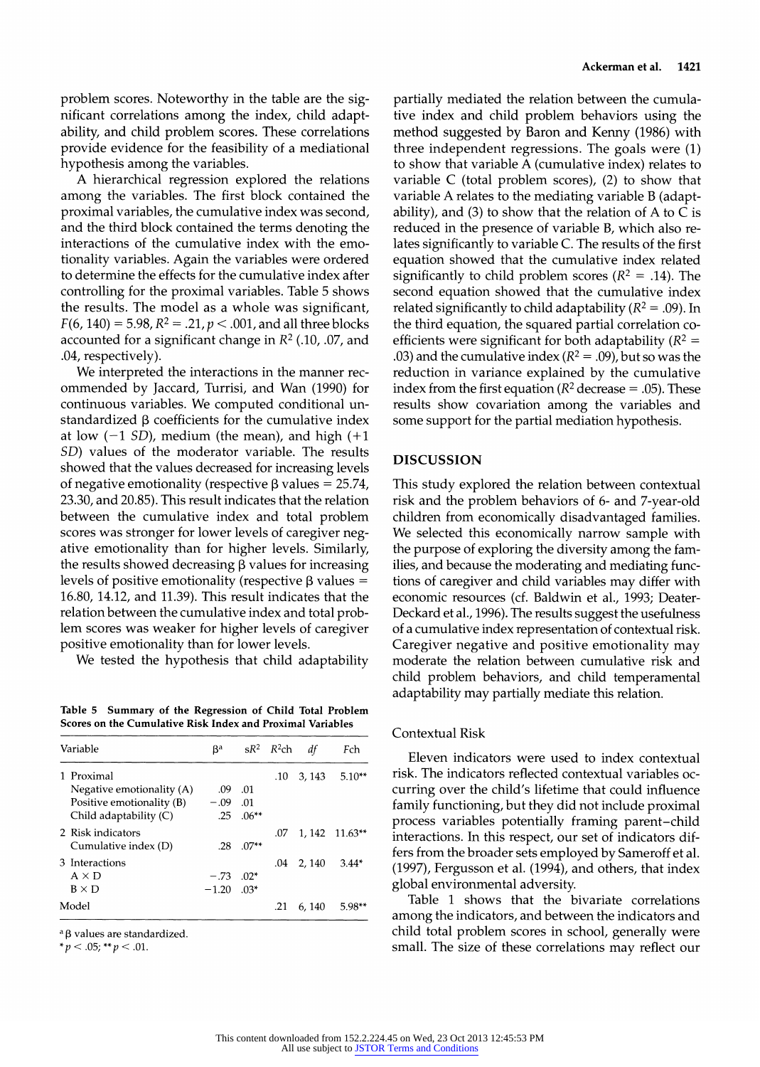problem scores. Noteworthy in the table are the significant correlations among the index, child adaptability, and child problem scores. These correlations provide evidence for the feasibility of a mediational hypothesis among the variables.

A hierarchical regression explored the relations among the variables. The first block contained the proximal variables, the cumulative index was second, and the third block contained the terms denoting the interactions of the cumulative index with the emotionality variables. Again the variables were ordered to determine the effects for the cumulative index after controlling for the proximal variables. Table 5 shows the results. The model as a whole was significant, $F(6, 140) = 5.98$, $R^2 = .21$, $p < .001$, and all three blocks accounted for a significant change in $R^2$ (.10, .07, and .04, respectively).

We interpreted the interactions in the manner recommended by Jaccard, Turrisi, and Wan (1990) for continuous variables. We computed conditional unstandardized β coefficients for the cumulative index at low (−1 *SD*), medium (the mean), and high (+1 *SD*) values of the moderator variable. The results showed that the values decreased for increasing levels of negative emotionality (respective β values = 25.74, 23.30, and 20.85). This result indicates that the relation between the cumulative index and total problem scores was stronger for lower levels of caregiver negative emotionality than for higher levels. Similarly, the results showed decreasing β values for increasing levels of positive emotionality (respective β values = 16.80, 14.12, and 11.39). This result indicates that the relation between the cumulative index and total problem scores was weaker for higher levels of caregiver positive emotionality than for lower levels.

We tested the hypothesis that child adaptability partially mediated the relation between the cumulative index and child problem behaviors using the method suggested by Baron and Kenny (1986) with three independent regressions. The goals were (1) to show that variable A (cumulative index) relates to variable C (total problem scores), (2) to show that variable A relates to the mediating variable B (adaptability), and (3) to show that the relation of A to C is reduced in the presence of variable B, which also relates significantly to variable C. The results of the first equation showed that the cumulative index related significantly to child problem scores ($R^2 = .14$). The second equation showed that the cumulative index related significantly to child adaptability ($R^2 = .09$). In the third equation, the squared partial correlation coefficients were significant for both adaptability ($R^2 = .03$) and the cumulative index ($R^2 = .09$), but so was the reduction in variance explained by the cumulative index from the first equation ($R^2$ decrease = .05). These results show covariation among the variables and some support for the partial mediation hypothesis.

**Table 5 Summary of the Regression of Child Total Problem Scores on the Cumulative Risk Index and Proximal Variables**

| Variable | β[a] | s$R^2$ | $R^2$ch | *df* | Fch |
|---|---|---|---|---|---|
| 1 Proximal | | | .10 | 3, 143 | 5.10** |
| Negative emotionality (A) | .09 | .01 | | | |
| Positive emotionality (B) | −.09 | .01 | | | |
| Child adaptability (C) | .25 | .06** | | | |
| 2 Risk indicators | | | .07 | 1, 142 | 11.63** |
| Cumulative index (D) | .28 | .07** | | | |
| 3 Interactions | | | .04 | 2, 140 | 3.44* |
| A × D | −.73 | .02* | | | |
| B × D | −1.20 | .03* | | | |
| Model | | | .21 | 6, 140 | 5.98** |

[a] β values are standardized.
* $p < .05$; ** $p < .01$.

## DISCUSSION

This study explored the relation between contextual risk and the problem behaviors of 6- and 7-year-old children from economically disadvantaged families. We selected this economically narrow sample with the purpose of exploring the diversity among the families, and because the moderating and mediating functions of caregiver and child variables may differ with economic resources (cf. Baldwin et al., 1993; Deater-Deckard et al., 1996). The results suggest the usefulness of a cumulative index representation of contextual risk. Caregiver negative and positive emotionality may moderate the relation between cumulative risk and child problem behaviors, and child temperamental adaptability may partially mediate this relation.

### Contextual Risk

Eleven indicators were used to index contextual risk. The indicators reflected contextual variables occurring over the child's lifetime that could influence family functioning, but they did not include proximal process variables potentially framing parent–child interactions. In this respect, our set of indicators differs from the broader sets employed by Sameroff et al. (1997), Fergusson et al. (1994), and others, that index global environmental adversity.

Table 1 shows that the bivariate correlations among the indicators, and between the indicators and child total problem scores in school, generally were small. The size of these correlations may reflect our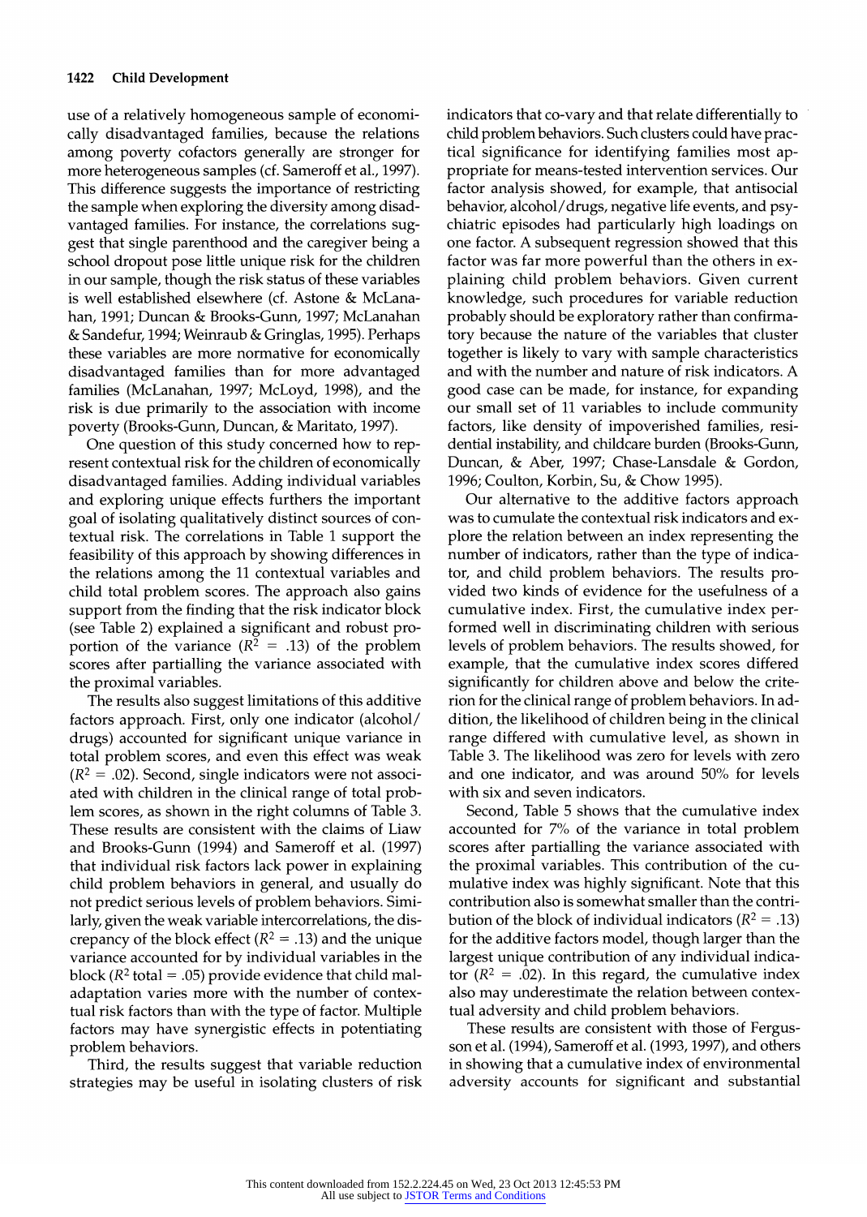use of a relatively homogeneous sample of economically disadvantaged families, because the relations among poverty cofactors generally are stronger for more heterogeneous samples (cf. Sameroff et al., 1997). This difference suggests the importance of restricting the sample when exploring the diversity among disadvantaged families. For instance, the correlations suggest that single parenthood and the caregiver being a school dropout pose little unique risk for the children in our sample, though the risk status of these variables is well established elsewhere (cf. Astone & McLanahan, 1991; Duncan & Brooks-Gunn, 1997; McLanahan & Sandefur, 1994; Weinraub & Gringlas, 1995). Perhaps these variables are more normative for economically disadvantaged families than for more advantaged families (McLanahan, 1997; McLoyd, 1998), and the risk is due primarily to the association with income poverty (Brooks-Gunn, Duncan, & Maritato, 1997).

One question of this study concerned how to represent contextual risk for the children of economically disadvantaged families. Adding individual variables and exploring unique effects furthers the important goal of isolating qualitatively distinct sources of contextual risk. The correlations in Table 1 support the feasibility of this approach by showing differences in the relations among the 11 contextual variables and child total problem scores. The approach also gains support from the finding that the risk indicator block (see Table 2) explained a significant and robust proportion of the variance ($R^2$ = .13) of the problem scores after partialling the variance associated with the proximal variables.

The results also suggest limitations of this additive factors approach. First, only one indicator (alcohol/drugs) accounted for significant unique variance in total problem scores, and even this effect was weak ($R^2$ = .02). Second, single indicators were not associated with children in the clinical range of total problem scores, as shown in the right columns of Table 3. These results are consistent with the claims of Liaw and Brooks-Gunn (1994) and Sameroff et al. (1997) that individual risk factors lack power in explaining child problem behaviors in general, and usually do not predict serious levels of problem behaviors. Similarly, given the weak variable intercorrelations, the discrepancy of the block effect ($R^2$ = .13) and the unique variance accounted for by individual variables in the block ($R^2$ total = .05) provide evidence that child maladaptation varies more with the number of contextual risk factors than with the type of factor. Multiple factors may have synergistic effects in potentiating problem behaviors.

Third, the results suggest that variable reduction strategies may be useful in isolating clusters of risk indicators that co-vary and that relate differentially to child problem behaviors. Such clusters could have practical significance for identifying families most appropriate for means-tested intervention services. Our factor analysis showed, for example, that antisocial behavior, alcohol/drugs, negative life events, and psychiatric episodes had particularly high loadings on one factor. A subsequent regression showed that this factor was far more powerful than the others in explaining child problem behaviors. Given current knowledge, such procedures for variable reduction probably should be exploratory rather than confirmatory because the nature of the variables that cluster together is likely to vary with sample characteristics and with the number and nature of risk indicators. A good case can be made, for instance, for expanding our small set of 11 variables to include community factors, like density of impoverished families, residential instability, and childcare burden (Brooks-Gunn, Duncan, & Aber, 1997; Chase-Lansdale & Gordon, 1996; Coulton, Korbin, Su, & Chow 1995).

Our alternative to the additive factors approach was to cumulate the contextual risk indicators and explore the relation between an index representing the number of indicators, rather than the type of indicator, and child problem behaviors. The results provided two kinds of evidence for the usefulness of a cumulative index. First, the cumulative index performed well in discriminating children with serious levels of problem behaviors. The results showed, for example, that the cumulative index scores differed significantly for children above and below the criterion for the clinical range of problem behaviors. In addition, the likelihood of children being in the clinical range differed with cumulative level, as shown in Table 3. The likelihood was zero for levels with zero and one indicator, and was around 50% for levels with six and seven indicators.

Second, Table 5 shows that the cumulative index accounted for 7% of the variance in total problem scores after partialling the variance associated with the proximal variables. This contribution of the cumulative index was highly significant. Note that this contribution also is somewhat smaller than the contribution of the block of individual indicators ($R^2$ = .13) for the additive factors model, though larger than the largest unique contribution of any individual indicator ($R^2$ = .02). In this regard, the cumulative index also may underestimate the relation between contextual adversity and child problem behaviors.

These results are consistent with those of Fergusson et al. (1994), Sameroff et al. (1993, 1997), and others in showing that a cumulative index of environmental adversity accounts for significant and substantial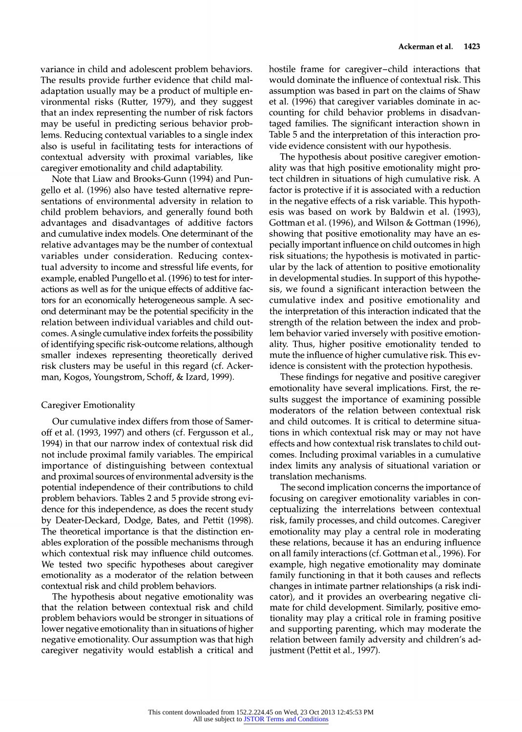variance in child and adolescent problem behaviors. The results provide further evidence that child maladaptation usually may be a product of multiple environmental risks (Rutter, 1979), and they suggest that an index representing the number of risk factors may be useful in predicting serious behavior problems. Reducing contextual variables to a single index also is useful in facilitating tests for interactions of contextual adversity with proximal variables, like caregiver emotionality and child adaptability.

Note that Liaw and Brooks-Gunn (1994) and Pungello et al. (1996) also have tested alternative representations of environmental adversity in relation to child problem behaviors, and generally found both advantages and disadvantages of additive factors and cumulative index models. One determinant of the relative advantages may be the number of contextual variables under consideration. Reducing contextual adversity to income and stressful life events, for example, enabled Pungello et al. (1996) to test for interactions as well as for the unique effects of additive factors for an economically heterogeneous sample. A second determinant may be the potential specificity in the relation between individual variables and child outcomes. A single cumulative index forfeits the possibility of identifying specific risk-outcome relations, although smaller indexes representing theoretically derived risk clusters may be useful in this regard (cf. Ackerman, Kogos, Youngstrom, Schoff, & Izard, 1999).

## Caregiver Emotionality

Our cumulative index differs from those of Sameroff et al. (1993, 1997) and others (cf. Fergusson et al., 1994) in that our narrow index of contextual risk did not include proximal family variables. The empirical importance of distinguishing between contextual and proximal sources of environmental adversity is the potential independence of their contributions to child problem behaviors. Tables 2 and 5 provide strong evidence for this independence, as does the recent study by Deater-Deckard, Dodge, Bates, and Pettit (1998). The theoretical importance is that the distinction enables exploration of the possible mechanisms through which contextual risk may influence child outcomes. We tested two specific hypotheses about caregiver emotionality as a moderator of the relation between contextual risk and child problem behaviors.

The hypothesis about negative emotionality was that the relation between contextual risk and child problem behaviors would be stronger in situations of lower negative emotionality than in situations of higher negative emotionality. Our assumption was that high caregiver negativity would establish a critical and hostile frame for caregiver–child interactions that would dominate the influence of contextual risk. This assumption was based in part on the claims of Shaw et al. (1996) that caregiver variables dominate in accounting for child behavior problems in disadvantaged families. The significant interaction shown in Table 5 and the interpretation of this interaction provide evidence consistent with our hypothesis.

The hypothesis about positive caregiver emotionality was that high positive emotionality might protect children in situations of high cumulative risk. A factor is protective if it is associated with a reduction in the negative effects of a risk variable. This hypothesis was based on work by Baldwin et al. (1993), Gottman et al. (1996), and Wilson & Gottman (1996), showing that positive emotionality may have an especially important influence on child outcomes in high risk situations; the hypothesis is motivated in particular by the lack of attention to positive emotionality in developmental studies. In support of this hypothesis, we found a significant interaction between the cumulative index and positive emotionality and the interpretation of this interaction indicated that the strength of the relation between the index and problem behavior varied inversely with positive emotionality. Thus, higher positive emotionality tended to mute the influence of higher cumulative risk. This evidence is consistent with the protection hypothesis.

These findings for negative and positive caregiver emotionality have several implications. First, the results suggest the importance of examining possible moderators of the relation between contextual risk and child outcomes. It is critical to determine situations in which contextual risk may or may not have effects and how contextual risk translates to child outcomes. Including proximal variables in a cumulative index limits any analysis of situational variation or translation mechanisms.

The second implication concerns the importance of focusing on caregiver emotionality variables in conceptualizing the interrelations between contextual risk, family processes, and child outcomes. Caregiver emotionality may play a central role in moderating these relations, because it has an enduring influence on all family interactions (cf. Gottman et al., 1996). For example, high negative emotionality may dominate family functioning in that it both causes and reflects changes in intimate partner relationships (a risk indicator), and it provides an overbearing negative climate for child development. Similarly, positive emotionality may play a critical role in framing positive and supporting parenting, which may moderate the relation between family adversity and children's adjustment (Pettit et al., 1997).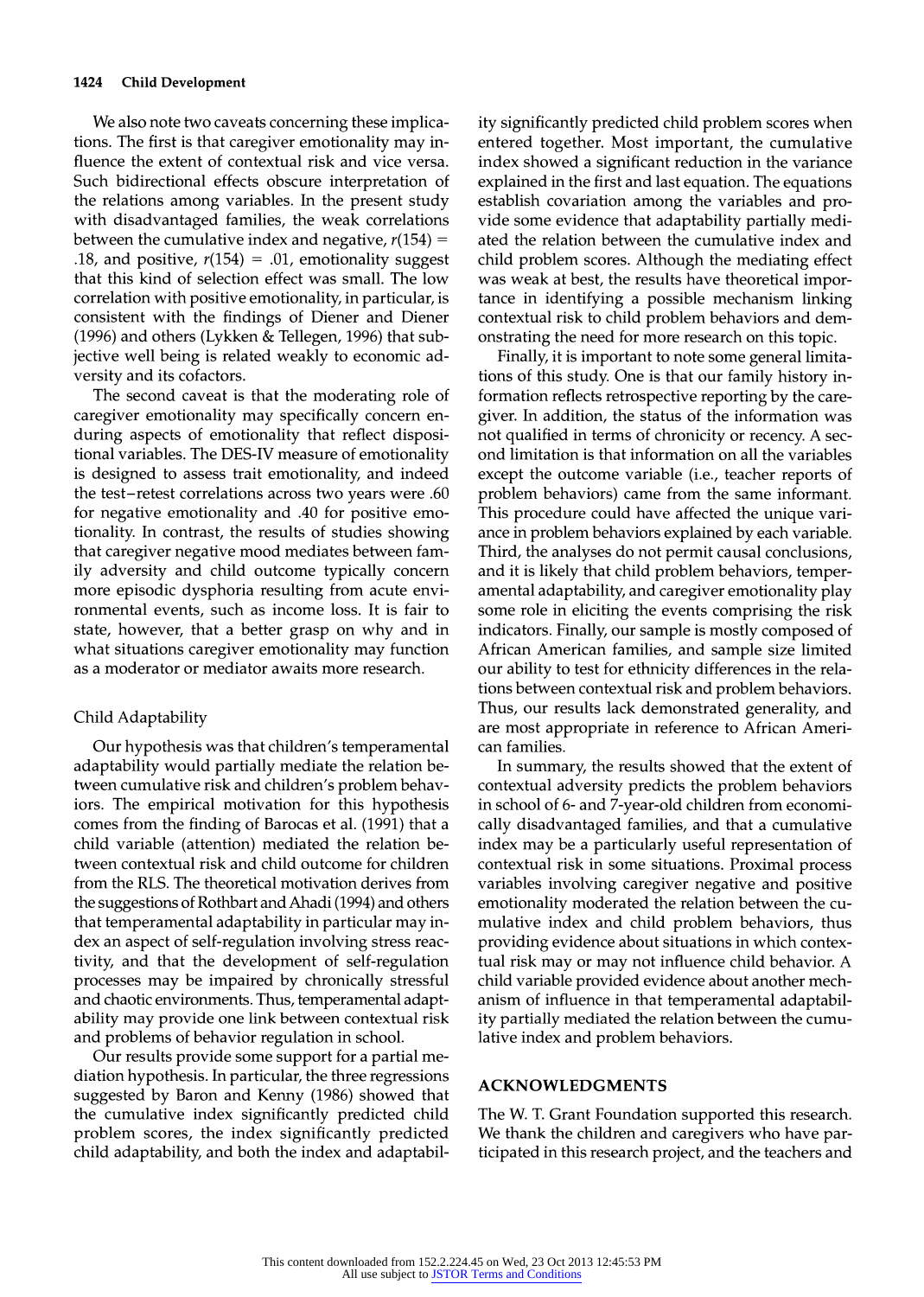We also note two caveats concerning these implications. The first is that caregiver emotionality may influence the extent of contextual risk and vice versa. Such bidirectional effects obscure interpretation of the relations among variables. In the present study with disadvantaged families, the weak correlations between the cumulative index and negative, $r(154) = .18$, and positive, $r(154) = .01$, emotionality suggest that this kind of selection effect was small. The low correlation with positive emotionality, in particular, is consistent with the findings of Diener and Diener (1996) and others (Lykken & Tellegen, 1996) that subjective well being is related weakly to economic adversity and its cofactors.

The second caveat is that the moderating role of caregiver emotionality may specifically concern enduring aspects of emotionality that reflect dispositional variables. The DES-IV measure of emotionality is designed to assess trait emotionality, and indeed the test–retest correlations across two years were .60 for negative emotionality and .40 for positive emotionality. In contrast, the results of studies showing that caregiver negative mood mediates between family adversity and child outcome typically concern more episodic dysphoria resulting from acute environmental events, such as income loss. It is fair to state, however, that a better grasp on why and in what situations caregiver emotionality may function as a moderator or mediator awaits more research.

### Child Adaptability

Our hypothesis was that children's temperamental adaptability would partially mediate the relation between cumulative risk and children's problem behaviors. The empirical motivation for this hypothesis comes from the finding of Barocas et al. (1991) that a child variable (attention) mediated the relation between contextual risk and child outcome for children from the RLS. The theoretical motivation derives from the suggestions of Rothbart and Ahadi (1994) and others that temperamental adaptability in particular may index an aspect of self-regulation involving stress reactivity, and that the development of self-regulation processes may be impaired by chronically stressful and chaotic environments. Thus, temperamental adaptability may provide one link between contextual risk and problems of behavior regulation in school.

Our results provide some support for a partial mediation hypothesis. In particular, the three regressions suggested by Baron and Kenny (1986) showed that the cumulative index significantly predicted child problem scores, the index significantly predicted child adaptability, and both the index and adaptability significantly predicted child problem scores when entered together. Most important, the cumulative index showed a significant reduction in the variance explained in the first and last equation. The equations establish covariation among the variables and provide some evidence that adaptability partially mediated the relation between the cumulative index and child problem scores. Although the mediating effect was weak at best, the results have theoretical importance in identifying a possible mechanism linking contextual risk to child problem behaviors and demonstrating the need for more research on this topic.

Finally, it is important to note some general limitations of this study. One is that our family history information reflects retrospective reporting by the caregiver. In addition, the status of the information was not qualified in terms of chronicity or recency. A second limitation is that information on all the variables except the outcome variable (i.e., teacher reports of problem behaviors) came from the same informant. This procedure could have affected the unique variance in problem behaviors explained by each variable. Third, the analyses do not permit causal conclusions, and it is likely that child problem behaviors, temperamental adaptability, and caregiver emotionality play some role in eliciting the events comprising the risk indicators. Finally, our sample is mostly composed of African American families, and sample size limited our ability to test for ethnicity differences in the relations between contextual risk and problem behaviors. Thus, our results lack demonstrated generality, and are most appropriate in reference to African American families.

In summary, the results showed that the extent of contextual adversity predicts the problem behaviors in school of 6- and 7-year-old children from economically disadvantaged families, and that a cumulative index may be a particularly useful representation of contextual risk in some situations. Proximal process variables involving caregiver negative and positive emotionality moderated the relation between the cumulative index and child problem behaviors, thus providing evidence about situations in which contextual risk may or may not influence child behavior. A child variable provided evidence about another mechanism of influence in that temperamental adaptability partially mediated the relation between the cumulative index and problem behaviors.

## ACKNOWLEDGMENTS

The W. T. Grant Foundation supported this research. We thank the children and caregivers who have participated in this research project, and the teachers and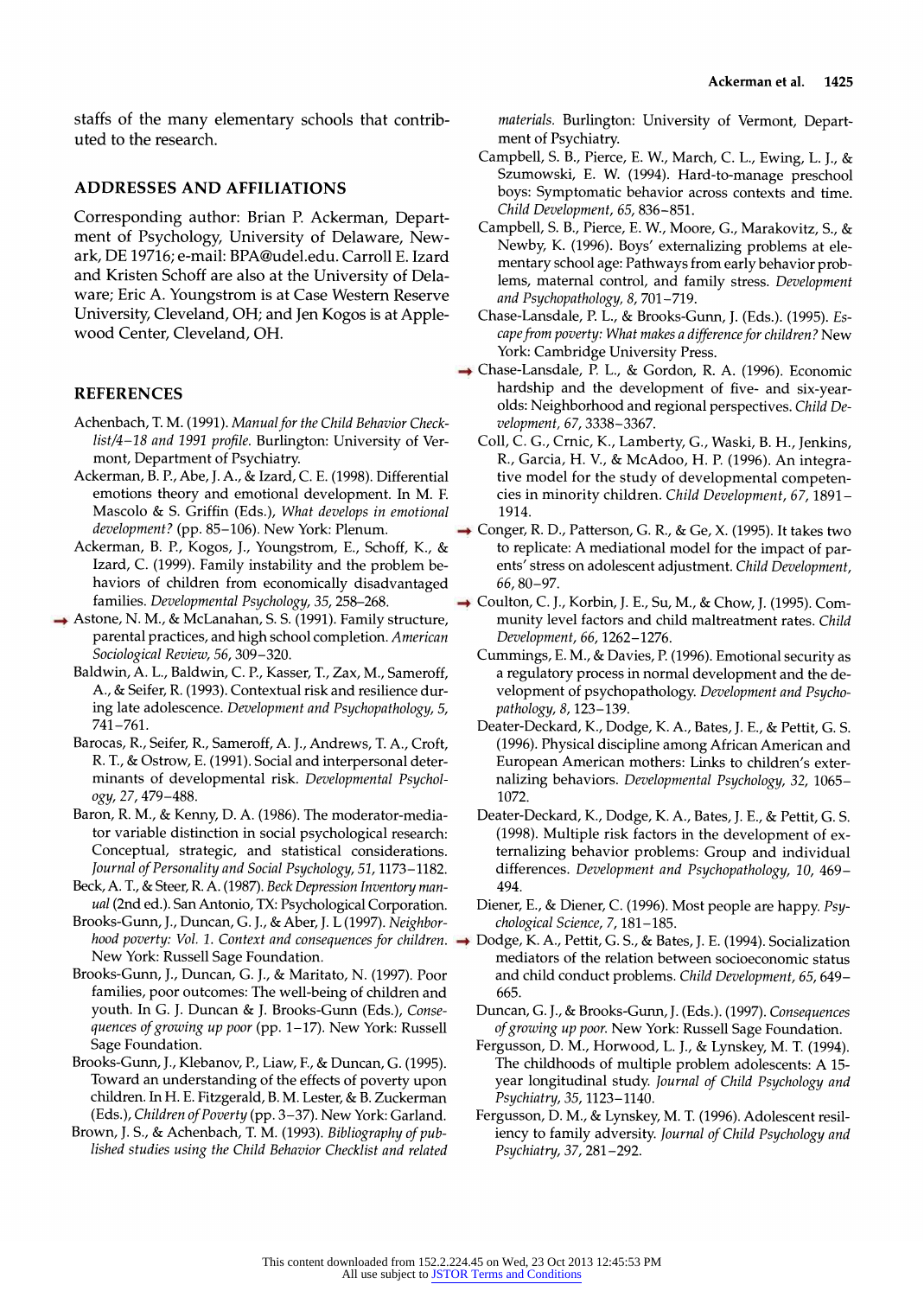staffs of the many elementary schools that contributed to the research.

## ADDRESSES AND AFFILIATIONS

Corresponding author: Brian P. Ackerman, Department of Psychology, University of Delaware, Newark, DE 19716; e-mail: BPA@udel.edu. Carroll E. Izard and Kristen Schoff are also at the University of Delaware; Eric A. Youngstrom is at Case Western Reserve University, Cleveland, OH; and Jen Kogos is at Applewood Center, Cleveland, OH.

## REFERENCES

Achenbach, T. M. (1991). *Manual for the Child Behavior Checklist/4–18 and 1991 profile*. Burlington: University of Vermont, Department of Psychiatry.

Ackerman, B. P., Abe, J. A., & Izard, C. E. (1998). Differential emotions theory and emotional development. In M. F. Mascolo & S. Griffin (Eds.), *What develops in emotional development?* (pp. 85–106). New York: Plenum.

Ackerman, B. P., Kogos, J., Youngstrom, E., Schoff, K., & Izard, C. (1999). Family instability and the problem behaviors of children from economically disadvantaged families. *Developmental Psychology, 35*, 258–268.

Astone, N. M., & McLanahan, S. S. (1991). Family structure, parental practices, and high school completion. *American Sociological Review, 56*, 309–320.

Baldwin, A. L., Baldwin, C. P., Kasser, T., Zax, M., Sameroff, A., & Seifer, R. (1993). Contextual risk and resilience during late adolescence. *Development and Psychopathology, 5*, 741–761.

Barocas, R., Seifer, R., Sameroff, A. J., Andrews, T. A., Croft, R. T., & Ostrow, E. (1991). Social and interpersonal determinants of developmental risk. *Developmental Psychology, 27*, 479–488.

Baron, R. M., & Kenny, D. A. (1986). The moderator-mediator variable distinction in social psychological research: Conceptual, strategic, and statistical considerations. *Journal of Personality and Social Psychology, 51*, 1173–1182.

Beck, A. T., & Steer, R. A. (1987). *Beck Depression Inventory manual* (2nd ed.). San Antonio, TX: Psychological Corporation.

Brooks-Gunn, J., Duncan, G. J., & Aber, J. L (1997). *Neighborhood poverty: Vol. 1. Context and consequences for children*. New York: Russell Sage Foundation.

Brooks-Gunn, J., Duncan, G. J., & Maritato, N. (1997). Poor families, poor outcomes: The well-being of children and youth. In G. J. Duncan & J. Brooks-Gunn (Eds.), *Consequences of growing up poor* (pp. 1–17). New York: Russell Sage Foundation.

Brooks-Gunn, J., Klebanov, P., Liaw, F., & Duncan, G. (1995). Toward an understanding of the effects of poverty upon children. In H. E. Fitzgerald, B. M. Lester, & B. Zuckerman (Eds.), *Children of Poverty* (pp. 3–37). New York: Garland.

Brown, J. S., & Achenbach, T. M. (1993). *Bibliography of published studies using the Child Behavior Checklist and related materials*. Burlington: University of Vermont, Department of Psychiatry.

Campbell, S. B., Pierce, E. W., March, C. L., Ewing, L. J., & Szumowski, E. W. (1994). Hard-to-manage preschool boys: Symptomatic behavior across contexts and time. *Child Development, 65*, 836–851.

Campbell, S. B., Pierce, E. W., Moore, G., Marakovitz, S., & Newby, K. (1996). Boys' externalizing problems at elementary school age: Pathways from early behavior problems, maternal control, and family stress. *Development and Psychopathology, 8*, 701–719.

Chase-Lansdale, P. L., & Brooks-Gunn, J. (Eds.). (1995). *Escape from poverty: What makes a difference for children?* New York: Cambridge University Press.

Chase-Lansdale, P. L., & Gordon, R. A. (1996). Economic hardship and the development of five- and six-year-olds: Neighborhood and regional perspectives. *Child Development, 67*, 3338–3367.

Coll, C. G., Crnic, K., Lamberty, G., Waski, B. H., Jenkins, R., Garcia, H. V., & McAdoo, H. P. (1996). An integrative model for the study of developmental competencies in minority children. *Child Development, 67*, 1891–1914.

Conger, R. D., Patterson, G. R., & Ge, X. (1995). It takes two to replicate: A mediational model for the impact of parents' stress on adolescent adjustment. *Child Development, 66*, 80–97.

Coulton, C. J., Korbin, J. E., Su, M., & Chow, J. (1995). Community level factors and child maltreatment rates. *Child Development, 66*, 1262–1276.

Cummings, E. M., & Davies, P. (1996). Emotional security as a regulatory process in normal development and the development of psychopathology. *Development and Psychopathology, 8*, 123–139.

Deater-Deckard, K., Dodge, K. A., Bates, J. E., & Pettit, G. S. (1996). Physical discipline among African American and European American mothers: Links to children's externalizing behaviors. *Developmental Psychology, 32*, 1065–1072.

Deater-Deckard, K., Dodge, K. A., Bates, J. E., & Pettit, G. S. (1998). Multiple risk factors in the development of externalizing behavior problems: Group and individual differences. *Development and Psychopathology, 10*, 469–494.

Diener, E., & Diener, C. (1996). Most people are happy. *Psychological Science, 7*, 181–185.

Dodge, K. A., Pettit, G. S., & Bates, J. E. (1994). Socialization mediators of the relation between socioeconomic status and child conduct problems. *Child Development, 65*, 649–665.

Duncan, G. J., & Brooks-Gunn, J. (Eds.). (1997). *Consequences of growing up poor*. New York: Russell Sage Foundation.

Fergusson, D. M., Horwood, L. J., & Lynskey, M. T. (1994). The childhoods of multiple problem adolescents: A 15-year longitudinal study. *Journal of Child Psychology and Psychiatry, 35*, 1123–1140.

Fergusson, D. M., & Lynskey, M. T. (1996). Adolescent resiliency to family adversity. *Journal of Child Psychology and Psychiatry, 37*, 281–292.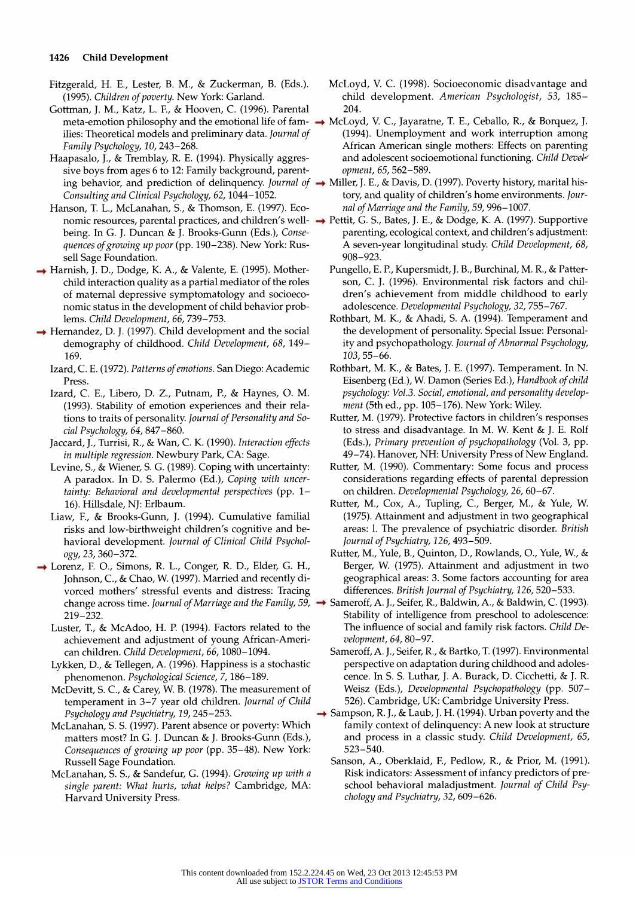Fitzgerald, H. E., Lester, B. M., & Zuckerman, B. (Eds.). (1995). *Children of poverty*. New York: Garland.

Gottman, J. M., Katz, L. F., & Hooven, C. (1996). Parental meta-emotion philosophy and the emotional life of families: Theoretical models and preliminary data. *Journal of Family Psychology*, *10*, 243–268.

Haapasalo, J., & Tremblay, R. E. (1994). Physically aggressive boys from ages 6 to 12: Family background, parenting behavior, and prediction of delinquency. *Journal of Consulting and Clinical Psychology*, *62*, 1044–1052.

Hanson, T. L., McLanahan, S., & Thomson, E. (1997). Economic resources, parental practices, and children's well-being. In G. J. Duncan & J. Brooks-Gunn (Eds.), *Consequences of growing up poor* (pp. 190–238). New York: Russell Sage Foundation.

Harnish, J. D., Dodge, K. A., & Valente, E. (1995). Mother-child interaction quality as a partial mediator of the roles of maternal depressive symptomatology and socioeconomic status in the development of child behavior problems. *Child Development*, *66*, 739–753.

Hernandez, D. J. (1997). Child development and the social demography of childhood. *Child Development*, *68*, 149–169.

Izard, C. E. (1972). *Patterns of emotions*. San Diego: Academic Press.

Izard, C. E., Libero, D. Z., Putnam, P., & Haynes, O. M. (1993). Stability of emotion experiences and their relations to traits of personality. *Journal of Personality and Social Psychology*, *64*, 847–860.

Jaccard, J., Turrisi, R., & Wan, C. K. (1990). *Interaction effects in multiple regression*. Newbury Park, CA: Sage.

Levine, S., & Wiener, S. G. (1989). Coping with uncertainty: A paradox. In D. S. Palermo (Ed.), *Coping with uncertainty: Behavioral and developmental perspectives* (pp. 1–16). Hillsdale, NJ: Erlbaum.

Liaw, F., & Brooks-Gunn, J. (1994). Cumulative familial risks and low-birthweight children's cognitive and behavioral development. *Journal of Clinical Child Psychology*, *23*, 360–372.

Lorenz, F. O., Simons, R. L., Conger, R. D., Elder, G. H., Johnson, C., & Chao, W. (1997). Married and recently divorced mothers' stressful events and distress: Tracing change across time. *Journal of Marriage and the Family*, *59*, 219–232.

Luster, T., & McAdoo, H. P. (1994). Factors related to the achievement and adjustment of young African-American children. *Child Development*, *66*, 1080–1094.

Lykken, D., & Tellegen, A. (1996). Happiness is a stochastic phenomenon. *Psychological Science*, *7*, 186–189.

McDevitt, S. C., & Carey, W. B. (1978). The measurement of temperament in 3–7 year old children. *Journal of Child Psychology and Psychiatry*, *19*, 245–253.

McLanahan, S. S. (1997). Parent absence or poverty: Which matters most? In G. J. Duncan & J. Brooks-Gunn (Eds.), *Consequences of growing up poor* (pp. 35–48). New York: Russell Sage Foundation.

McLanahan, S. S., & Sandefur, G. (1994). *Growing up with a single parent: What hurts, what helps?* Cambridge, MA: Harvard University Press.

McLoyd, V. C. (1998). Socioeconomic disadvantage and child development. *American Psychologist*, *53*, 185–204.

McLoyd, V. C., Jayaratne, T. E., Ceballo, R., & Borquez, J. (1994). Unemployment and work interruption among African American single mothers: Effects on parenting and adolescent socioemotional functioning. *Child Development*, *65*, 562–589.

Miller, J. E., & Davis, D. (1997). Poverty history, marital history, and quality of children's home environments. *Journal of Marriage and the Family*, *59*, 996–1007.

Pettit, G. S., Bates, J. E., & Dodge, K. A. (1997). Supportive parenting, ecological context, and children's adjustment: A seven-year longitudinal study. *Child Development*, *68*, 908–923.

Pungello, E. P., Kupersmidt, J. B., Burchinal, M. R., & Patterson, C. J. (1996). Environmental risk factors and children's achievement from middle childhood to early adolescence. *Developmental Psychology*, *32*, 755–767.

Rothbart, M. K., & Ahadi, S. A. (1994). Temperament and the development of personality. Special Issue: Personality and psychopathology. *Journal of Abnormal Psychology*, *103*, 55–66.

Rothbart, M. K., & Bates, J. E. (1997). Temperament. In N. Eisenberg (Ed.), W. Damon (Series Ed.), *Handbook of child psychology: Vol.3. Social, emotional, and personality development* (5th ed., pp. 105–176). New York: Wiley.

Rutter, M. (1979). Protective factors in children's responses to stress and disadvantage. In M. W. Kent & J. E. Rolf (Eds.), *Primary prevention of psychopathology* (Vol. 3, pp. 49–74). Hanover, NH: University Press of New England.

Rutter, M. (1990). Commentary: Some focus and process considerations regarding effects of parental depression on children. *Developmental Psychology*, *26*, 60–67.

Rutter, M., Cox, A., Tupling, C., Berger, M., & Yule, W. (1975). Attainment and adjustment in two geographical areas: l. The prevalence of psychiatric disorder. *British Journal of Psychiatry*, *126*, 493–509.

Rutter, M., Yule, B., Quinton, D., Rowlands, O., Yule, W., & Berger, W. (1975). Attainment and adjustment in two geographical areas: 3. Some factors accounting for area differences. *British Journal of Psychiatry*, *126*, 520–533.

Sameroff, A. J., Seifer, R., Baldwin, A., & Baldwin, C. (1993). Stability of intelligence from preschool to adolescence: The influence of social and family risk factors. *Child Development*, *64*, 80–97.

Sameroff, A. J., Seifer, R., & Bartko, T. (1997). Environmental perspective on adaptation during childhood and adolescence. In S. S. Luthar, J. A. Burack, D. Cicchetti, & J. R. Weisz (Eds.), *Developmental Psychopathology* (pp. 507–526). Cambridge, UK: Cambridge University Press.

Sampson, R. J., & Laub, J. H. (1994). Urban poverty and the family context of delinquency: A new look at structure and process in a classic study. *Child Development*, *65*, 523–540.

Sanson, A., Oberklaid, F., Pedlow, R., & Prior, M. (1991). Risk indicators: Assessment of infancy predictors of preschool behavioral maladjustment. *Journal of Child Psychology and Psychiatry*, *32*, 609–626.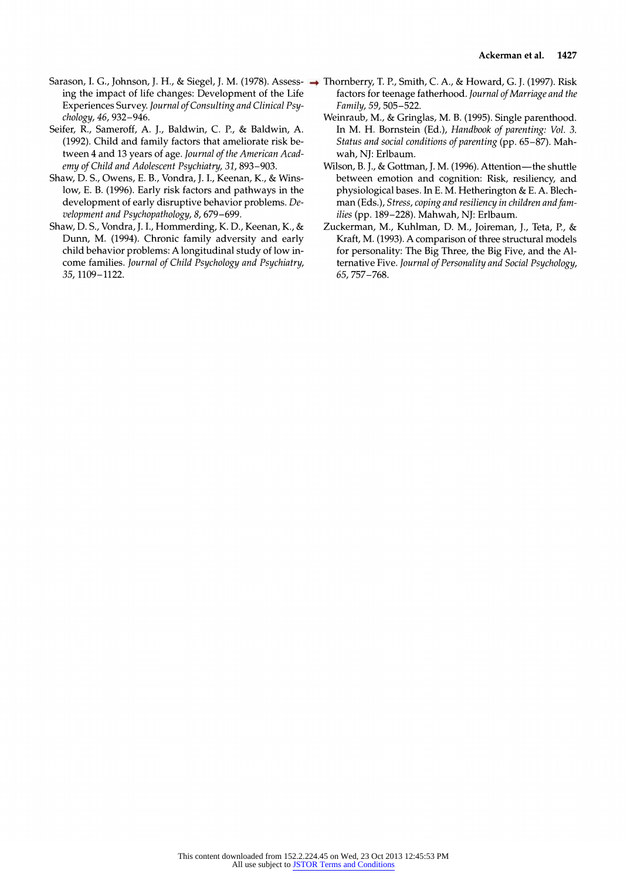Sarason, I. G., Johnson, J. H., & Siegel, J. M. (1978). Assessing the impact of life changes: Development of the Life Experiences Survey. *Journal of Consulting and Clinical Psychology*, *46*, 932–946.

Seifer, R., Sameroff, A. J., Baldwin, C. P., & Baldwin, A. (1992). Child and family factors that ameliorate risk between 4 and 13 years of age. *Journal of the American Academy of Child and Adolescent Psychiatry*, *31*, 893–903.

Shaw, D. S., Owens, E. B., Vondra, J. I., Keenan, K., & Winslow, E. B. (1996). Early risk factors and pathways in the development of early disruptive behavior problems. *Development and Psychopathology*, *8*, 679–699.

Shaw, D. S., Vondra, J. I., Hommerding, K. D., Keenan, K., & Dunn, M. (1994). Chronic family adversity and early child behavior problems: A longitudinal study of low income families. *Journal of Child Psychology and Psychiatry*, *35*, 1109–1122.

Thornberry, T. P., Smith, C. A., & Howard, G. J. (1997). Risk factors for teenage fatherhood. *Journal of Marriage and the Family*, *59*, 505–522.

Weinraub, M., & Gringlas, M. B. (1995). Single parenthood. In M. H. Bornstein (Ed.), *Handbook of parenting: Vol. 3. Status and social conditions of parenting* (pp. 65–87). Mahwah, NJ: Erlbaum.

Wilson, B. J., & Gottman, J. M. (1996). Attention—the shuttle between emotion and cognition: Risk, resiliency, and physiological bases. In E. M. Hetherington & E. A. Blechman (Eds.), *Stress, coping and resiliency in children and families* (pp. 189–228). Mahwah, NJ: Erlbaum.

Zuckerman, M., Kuhlman, D. M., Joireman, J., Teta, P., & Kraft, M. (1993). A comparison of three structural models for personality: The Big Three, the Big Five, and the Alternative Five. *Journal of Personality and Social Psychology*, *65*, 757–768.